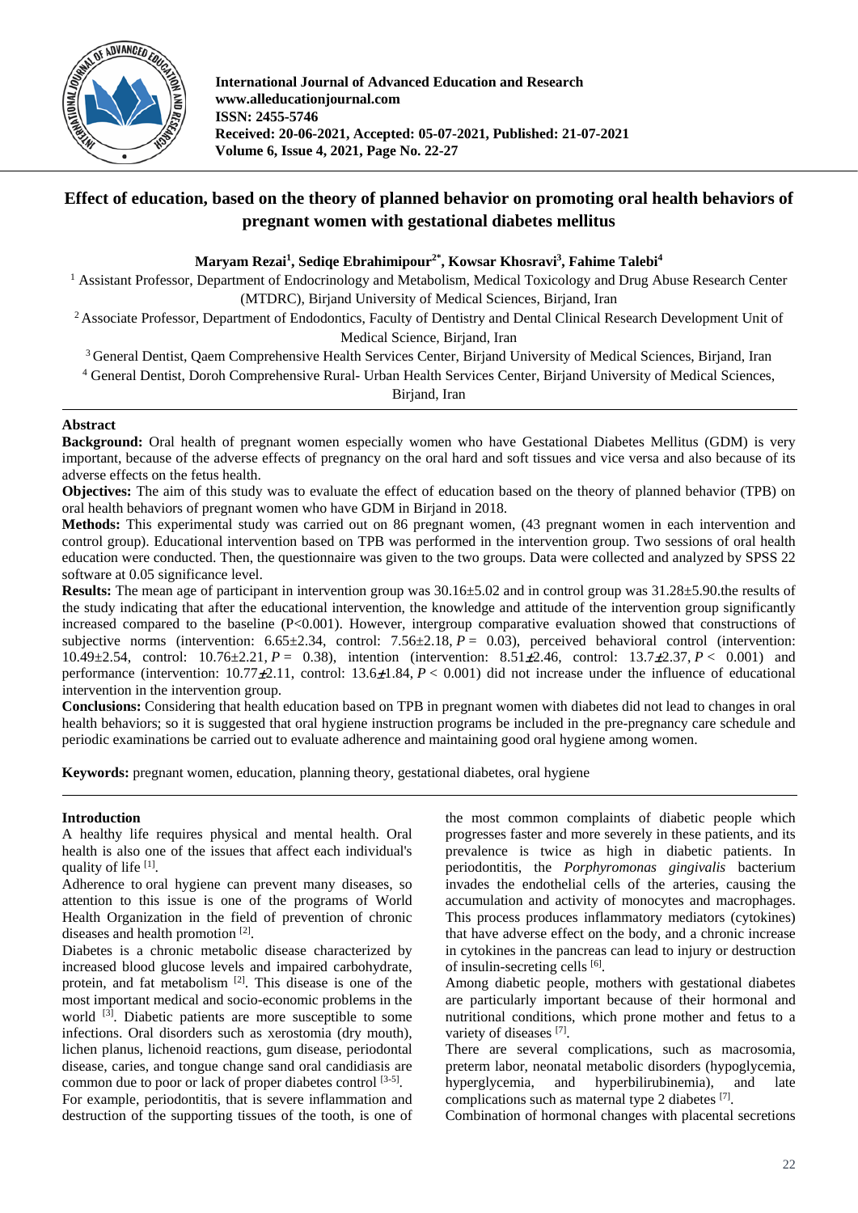# Effect of education, based on the theory of planned behavior on promoting oral health behaviors of pregnant women with gestational diabetes mellitus

**Maryam Rezai[1], Sediqe Ebrahimipour[2*], Kowsar Khosravi[3], Fahime Talebi[4]**

[1] Assistant Professor, Department of Endocrinology and Metabolism, Medical Toxicology and Drug Abuse Research Center (MTDRC), Birjand University of Medical Sciences, Birjand, Iran

[2] Associate Professor, Department of Endodontics, Faculty of Dentistry and Dental Clinical Research Development Unit of Medical Science, Birjand, Iran

[3] General Dentist, Qaem Comprehensive Health Services Center, Birjand University of Medical Sciences, Birjand, Iran

[4] General Dentist, Doroh Comprehensive Rural- Urban Health Services Center, Birjand University of Medical Sciences, Birjand, Iran

## Abstract

**Background:** Oral health of pregnant women especially women who have Gestational Diabetes Mellitus (GDM) is very important, because of the adverse effects of pregnancy on the oral hard and soft tissues and vice versa and also because of its adverse effects on the fetus health.

**Objectives:** The aim of this study was to evaluate the effect of education based on the theory of planned behavior (TPB) on oral health behaviors of pregnant women who have GDM in Birjand in 2018.

**Methods:** This experimental study was carried out on 86 pregnant women, (43 pregnant women in each intervention and control group). Educational intervention based on TPB was performed in the intervention group. Two sessions of oral health education were conducted. Then, the questionnaire was given to the two groups. Data were collected and analyzed by SPSS 22 software at 0.05 significance level.

**Results:** The mean age of participant in intervention group was 30.16±5.02 and in control group was 31.28±5.90.the results of the study indicating that after the educational intervention, the knowledge and attitude of the intervention group significantly increased compared to the baseline ($P<0.001$). However, intergroup comparative evaluation showed that constructions of subjective norms (intervention: 6.65±2.34, control: 7.56±2.18, $P = 0.03$), perceived behavioral control (intervention: 10.49±2.54, control: 10.76±2.21, $P = 0.38$), intention (intervention: 8.51±2.46, control: 13.7±2.37, $P < 0.001$) and performance (intervention: 10.77±2.11, control: 13.6±1.84, $P < 0.001$) did not increase under the influence of educational intervention in the intervention group.

**Conclusions:** Considering that health education based on TPB in pregnant women with diabetes did not lead to changes in oral health behaviors; so it is suggested that oral hygiene instruction programs be included in the pre-pregnancy care schedule and periodic examinations be carried out to evaluate adherence and maintaining good oral hygiene among women.

**Keywords:** pregnant women, education, planning theory, gestational diabetes, oral hygiene

## Introduction

A healthy life requires physical and mental health. Oral health is also one of the issues that affect each individual's quality of life [1].

Adherence to oral hygiene can prevent many diseases, so attention to this issue is one of the programs of World Health Organization in the field of prevention of chronic diseases and health promotion [2].

Diabetes is a chronic metabolic disease characterized by increased blood glucose levels and impaired carbohydrate, protein, and fat metabolism [2]. This disease is one of the most important medical and socio-economic problems in the world [3]. Diabetic patients are more susceptible to some infections. Oral disorders such as xerostomia (dry mouth), lichen planus, lichenoid reactions, gum disease, periodontal disease, caries, and tongue change sand oral candidiasis are common due to poor or lack of proper diabetes control [3-5].

For example, periodontitis, that is severe inflammation and destruction of the supporting tissues of the tooth, is one of the most common complaints of diabetic people which progresses faster and more severely in these patients, and its prevalence is twice as high in diabetic patients. In periodontitis, the *Porphyromonas gingivalis* bacterium invades the endothelial cells of the arteries, causing the accumulation and activity of monocytes and macrophages. This process produces inflammatory mediators (cytokines) that have adverse effect on the body, and a chronic increase in cytokines in the pancreas can lead to injury or destruction of insulin-secreting cells [6].

Among diabetic people, mothers with gestational diabetes are particularly important because of their hormonal and nutritional conditions, which prone mother and fetus to a variety of diseases [7].

There are several complications, such as macrosomia, preterm labor, neonatal metabolic disorders (hypoglycemia, hyperglycemia, and hyperbilirubinemia), and late complications such as maternal type 2 diabetes [7].

Combination of hormonal changes with placental secretions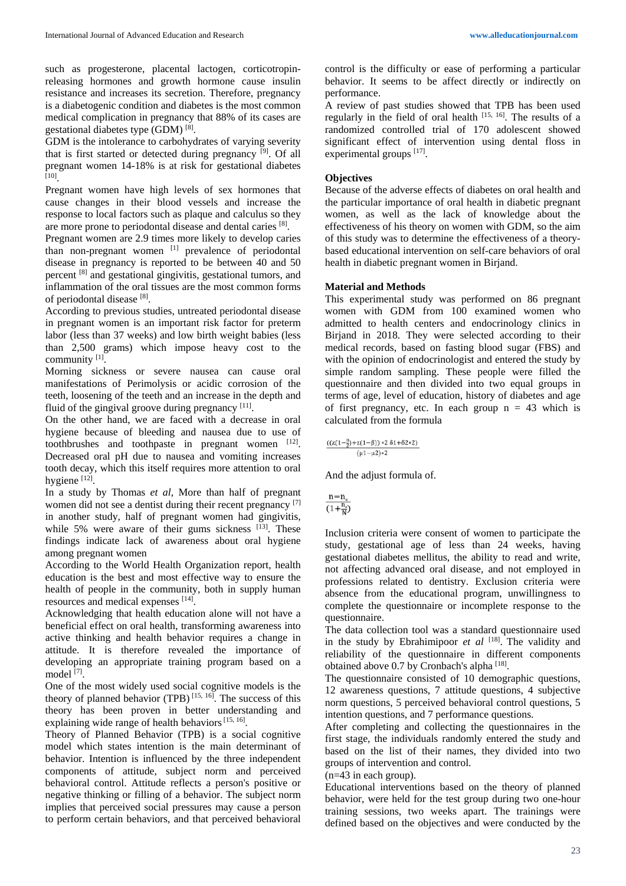such as progesterone, placental lactogen, corticotropin-releasing hormones and growth hormone cause insulin resistance and increases its secretion. Therefore, pregnancy is a diabetogenic condition and diabetes is the most common medical complication in pregnancy that 88% of its cases are gestational diabetes type (GDM) [8].

GDM is the intolerance to carbohydrates of varying severity that is first started or detected during pregnancy [9]. Of all pregnant women 14-18% is at risk for gestational diabetes [10].

Pregnant women have high levels of sex hormones that cause changes in their blood vessels and increase the response to local factors such as plaque and calculus so they are more prone to periodontal disease and dental caries [8].

Pregnant women are 2.9 times more likely to develop caries than non-pregnant women [1] prevalence of periodontal disease in pregnancy is reported to be between 40 and 50 percent [8] and gestational gingivitis, gestational tumors, and inflammation of the oral tissues are the most common forms of periodontal disease [8].

According to previous studies, untreated periodontal disease in pregnant women is an important risk factor for preterm labor (less than 37 weeks) and low birth weight babies (less than 2,500 grams) which impose heavy cost to the community [1].

Morning sickness or severe nausea can cause oral manifestations of Perimolysis or acidic corrosion of the teeth, loosening of the teeth and an increase in the depth and fluid of the gingival groove during pregnancy [11].

On the other hand, we are faced with a decrease in oral hygiene because of bleeding and nausea due to use of toothbrushes and toothpaste in pregnant women [12]. Decreased oral pH due to nausea and vomiting increases tooth decay, which this itself requires more attention to oral hygiene [12].

In a study by Thomas *et al*, More than half of pregnant women did not see a dentist during their recent pregnancy [7] in another study, half of pregnant women had gingivitis, while 5% were aware of their gums sickness [13]. These findings indicate lack of awareness about oral hygiene among pregnant women

According to the World Health Organization report, health education is the best and most effective way to ensure the health of people in the community, both in supply human resources and medical expenses [14].

Acknowledging that health education alone will not have a beneficial effect on oral health, transforming awareness into active thinking and health behavior requires a change in attitude. It is therefore revealed the importance of developing an appropriate training program based on a model [7].

One of the most widely used social cognitive models is the theory of planned behavior (TPB) [15, 16]. The success of this theory has been proven in better understanding and explaining wide range of health behaviors [15, 16].

Theory of Planned Behavior (TPB) is a social cognitive model which states intention is the main determinant of behavior. Intention is influenced by the three independent components of attitude, subject norm and perceived behavioral control. Attitude reflects a person's positive or negative thinking or filling of a behavior. The subject norm implies that perceived social pressures may cause a person to perform certain behaviors, and that perceived behavioral control is the difficulty or ease of performing a particular behavior. It seems to be affect directly or indirectly on performance.

A review of past studies showed that TPB has been used regularly in the field of oral health [15, 16]. The results of a randomized controlled trial of 170 adolescent showed significant effect of intervention using dental floss in experimental groups [17].

## Objectives

Because of the adverse effects of diabetes on oral health and the particular importance of oral health in diabetic pregnant women, as well as the lack of knowledge about the effectiveness of his theory on women with GDM, so the aim of this study was to determine the effectiveness of a theory-based educational intervention on self-care behaviors of oral health in diabetic pregnant women in Birjand.

## Material and Methods

This experimental study was performed on 86 pregnant women with GDM from 100 examined women who admitted to health centers and endocrinology clinics in Birjand in 2018. They were selected according to their medical records, based on fasting blood sugar (FBS) and with the opinion of endocrinologist and entered the study by simple random sampling. These people were filled the questionnaire and then divided into two equal groups in terms of age, level of education, history of diabetes and age of first pregnancy, etc. In each group n = 43 which is calculated from the formula

$$\frac{\left(\left(z(1-\frac{\alpha}{2})+z(1-\beta)\right)*2\ \delta 1+\delta 2*2\right)}{(\mu 1-\mu 2)*2}$$

And the adjust formula of.

$$\frac{n=n_{0}}{(1+\frac{n_{0}}{N})}$$

Inclusion criteria were consent of women to participate the study, gestational age of less than 24 weeks, having gestational diabetes mellitus, the ability to read and write, not affecting advanced oral disease, and not employed in professions related to dentistry. Exclusion criteria were absence from the educational program, unwillingness to complete the questionnaire or incomplete response to the questionnaire.

The data collection tool was a standard questionnaire used in the study by Ebrahimipoor *et al* [18]. The validity and reliability of the questionnaire in different components obtained above 0.7 by Cronbach's alpha [18].

The questionnaire consisted of 10 demographic questions, 12 awareness questions, 7 attitude questions, 4 subjective norm questions, 5 perceived behavioral control questions, 5 intention questions, and 7 performance questions.

After completing and collecting the questionnaires in the first stage, the individuals randomly entered the study and based on the list of their names, they divided into two groups of intervention and control.

(n=43 in each group).

Educational interventions based on the theory of planned behavior, were held for the test group during two one-hour training sessions, two weeks apart. The trainings were defined based on the objectives and were conducted by the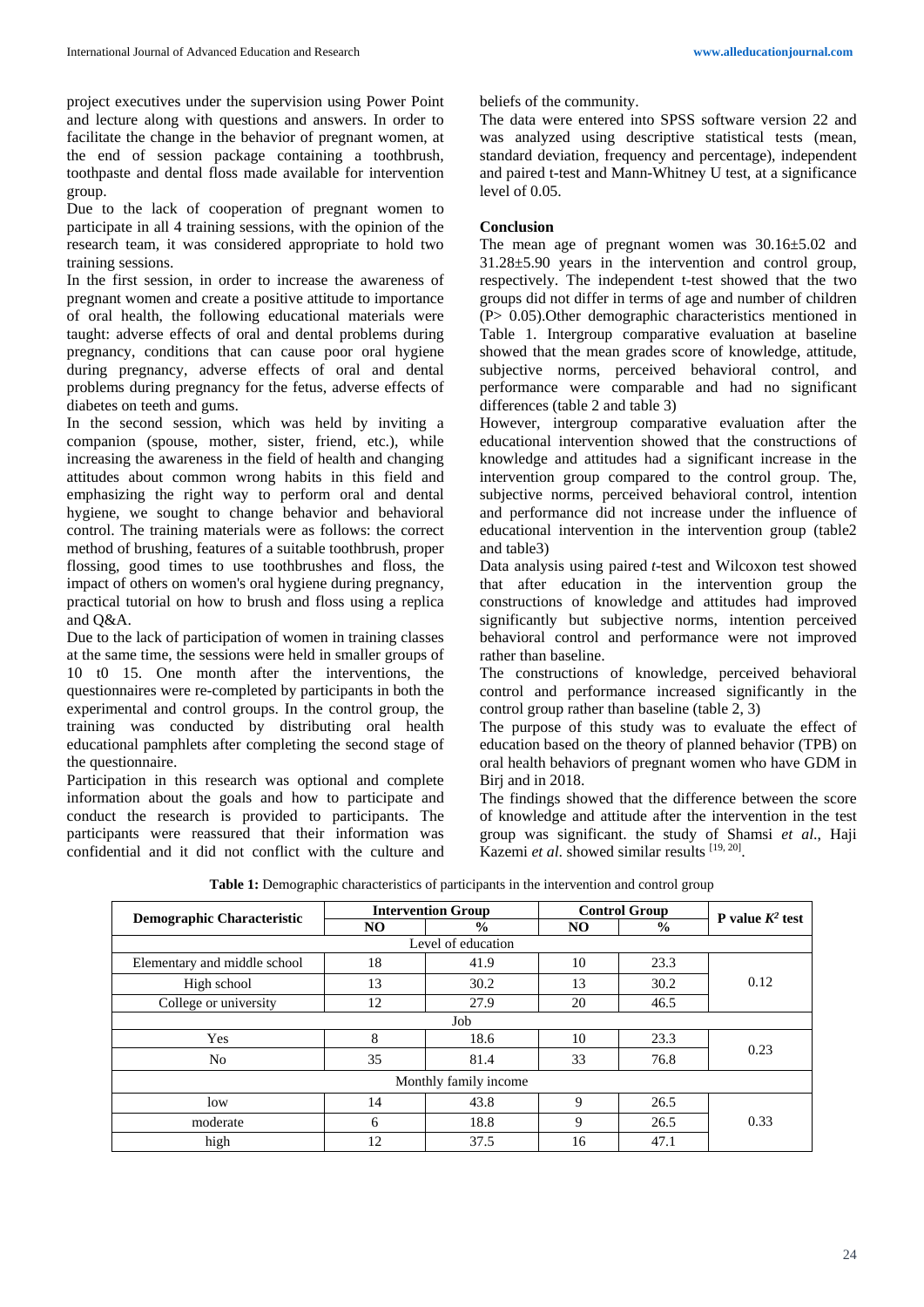project executives under the supervision using Power Point and lecture along with questions and answers. In order to facilitate the change in the behavior of pregnant women, at the end of session package containing a toothbrush, toothpaste and dental floss made available for intervention group.

Due to the lack of cooperation of pregnant women to participate in all 4 training sessions, with the opinion of the research team, it was considered appropriate to hold two training sessions.

In the first session, in order to increase the awareness of pregnant women and create a positive attitude to importance of oral health, the following educational materials were taught: adverse effects of oral and dental problems during pregnancy, conditions that can cause poor oral hygiene during pregnancy, adverse effects of oral and dental problems during pregnancy for the fetus, adverse effects of diabetes on teeth and gums.

In the second session, which was held by inviting a companion (spouse, mother, sister, friend, etc.), while increasing the awareness in the field of health and changing attitudes about common wrong habits in this field and emphasizing the right way to perform oral and dental hygiene, we sought to change behavior and behavioral control. The training materials were as follows: the correct method of brushing, features of a suitable toothbrush, proper flossing, good times to use toothbrushes and floss, the impact of others on women's oral hygiene during pregnancy, practical tutorial on how to brush and floss using a replica and Q&A.

Due to the lack of participation of women in training classes at the same time, the sessions were held in smaller groups of 10 t0 15. One month after the interventions, the questionnaires were re-completed by participants in both the experimental and control groups. In the control group, the training was conducted by distributing oral health educational pamphlets after completing the second stage of the questionnaire.

Participation in this research was optional and complete information about the goals and how to participate and conduct the research is provided to participants. The participants were reassured that their information was confidential and it did not conflict with the culture and beliefs of the community.

The data were entered into SPSS software version 22 and was analyzed using descriptive statistical tests (mean, standard deviation, frequency and percentage), independent and paired t-test and Mann-Whitney U test, at a significance level of 0.05.

## Conclusion

The mean age of pregnant women was 30.16±5.02 and 31.28±5.90 years in the intervention and control group, respectively. The independent t-test showed that the two groups did not differ in terms of age and number of children (P> 0.05).Other demographic characteristics mentioned in Table 1. Intergroup comparative evaluation at baseline showed that the mean grades score of knowledge, attitude, subjective norms, perceived behavioral control, and performance were comparable and had no significant differences (table 2 and table 3)

However, intergroup comparative evaluation after the educational intervention showed that the constructions of knowledge and attitudes had a significant increase in the intervention group compared to the control group. The, subjective norms, perceived behavioral control, intention and performance did not increase under the influence of educational intervention in the intervention group (table2 and table3)

Data analysis using paired *t*-test and Wilcoxon test showed that after education in the intervention group the constructions of knowledge and attitudes had improved significantly but subjective norms, intention perceived behavioral control and performance were not improved rather than baseline.

The constructions of knowledge, perceived behavioral control and performance increased significantly in the control group rather than baseline (table 2, 3)

The purpose of this study was to evaluate the effect of education based on the theory of planned behavior (TPB) on oral health behaviors of pregnant women who have GDM in Birj and in 2018.

The findings showed that the difference between the score of knowledge and attitude after the intervention in the test group was significant. the study of Shamsi *et al*., Haji Kazemi *et al*. showed similar results [19, 20].

**Table 1:** Demographic characteristics of participants in the intervention and control group

| Demographic Characteristic | Intervention Group | | Control Group | | P value $K^2$ test |
|---|---|---|---|---|---|
| | NO | % | NO | % | |
| Level of education | | | | | |
| Elementary and middle school | 18 | 41.9 | 10 | 23.3 | 0.12 |
| High school | 13 | 30.2 | 13 | 30.2 | |
| College or university | 12 | 27.9 | 20 | 46.5 | |
| Job | | | | | |
| Yes | 8 | 18.6 | 10 | 23.3 | 0.23 |
| No | 35 | 81.4 | 33 | 76.8 | |
| Monthly family income | | | | | |
| low | 14 | 43.8 | 9 | 26.5 | 0.33 |
| moderate | 6 | 18.8 | 9 | 26.5 | |
| high | 12 | 37.5 | 16 | 47.1 | |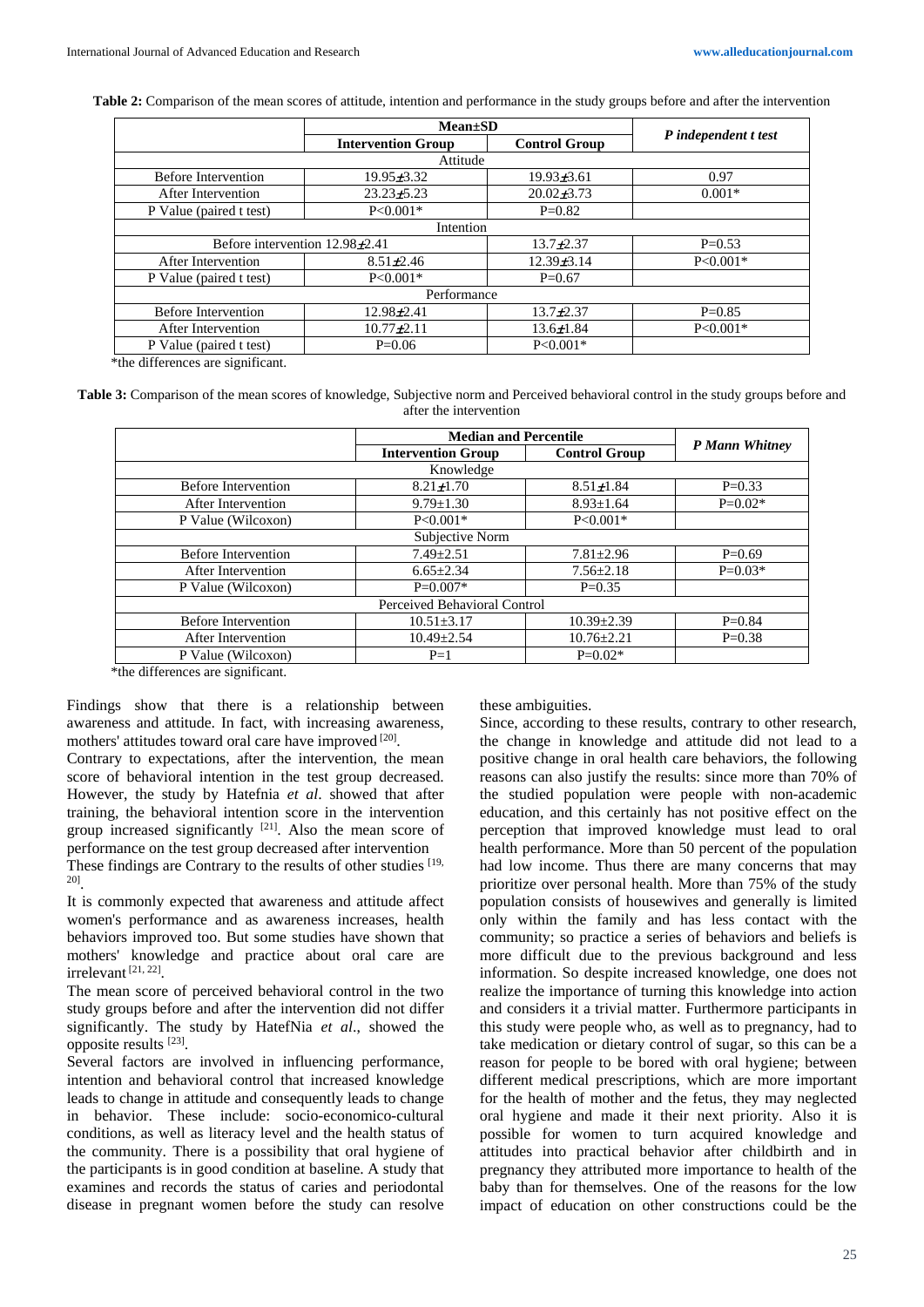**Table 2:** Comparison of the mean scores of attitude, intention and performance in the study groups before and after the intervention

| | Mean±SD | | *P independent t test* |
|---|---|---|---|
| | Intervention Group | Control Group | |
| Attitude | | | |
| Before Intervention | 19.95±3.32 | 19.93±3.61 | 0.97 |
| After Intervention | 23.23±5.23 | 20.02±3.73 | 0.001* |
| P Value (paired t test) | P<0.001* | P=0.82 | |
| Intention | | | |
| Before intervention 12.98±2.41 | | 13.7±2.37 | P=0.53 |
| After Intervention | 8.51±2.46 | 12.39±3.14 | P<0.001* |
| P Value (paired t test) | P<0.001* | P=0.67 | |
| Performance | | | |
| Before Intervention | 12.98±2.41 | 13.7±2.37 | P=0.85 |
| After Intervention | 10.77±2.11 | 13.6±1.84 | P<0.001* |
| P Value (paired t test) | P=0.06 | P<0.001* | |

*the differences are significant.

**Table 3:** Comparison of the mean scores of knowledge, Subjective norm and Perceived behavioral control in the study groups before and after the intervention

| | Median and Percentile | | *P Mann Whitney* |
|---|---|---|---|
| | Intervention Group | Control Group | |
| Knowledge | | | |
| Before Intervention | 8.21±1.70 | 8.51±1.84 | P=0.33 |
| After Intervention | 9.79±1.30 | 8.93±1.64 | P=0.02* |
| P Value (Wilcoxon) | P<0.001* | P<0.001* | |
| Subjective Norm | | | |
| Before Intervention | 7.49±2.51 | 7.81±2.96 | P=0.69 |
| After Intervention | 6.65±2.34 | 7.56±2.18 | P=0.03* |
| P Value (Wilcoxon) | P=0.007* | P=0.35 | |
| Perceived Behavioral Control | | | |
| Before Intervention | 10.51±3.17 | 10.39±2.39 | P=0.84 |
| After Intervention | 10.49±2.54 | 10.76±2.21 | P=0.38 |
| P Value (Wilcoxon) | P=1 | P=0.02* | |

*the differences are significant.

Findings show that there is a relationship between awareness and attitude. In fact, with increasing awareness, mothers' attitudes toward oral care have improved [20].

Contrary to expectations, after the intervention, the mean score of behavioral intention in the test group decreased. However, the study by Hatefnia *et al*. showed that after training, the behavioral intention score in the intervention group increased significantly [21]. Also the mean score of performance on the test group decreased after intervention

These findings are Contrary to the results of other studies [19, 20].

It is commonly expected that awareness and attitude affect women's performance and as awareness increases, health behaviors improved too. But some studies have shown that mothers' knowledge and practice about oral care are irrelevant [21, 22].

The mean score of perceived behavioral control in the two study groups before and after the intervention did not differ significantly. The study by HatefNia *et al*., showed the opposite results [23].

Several factors are involved in influencing performance, intention and behavioral control that increased knowledge leads to change in attitude and consequently leads to change in behavior. These include: socio-economico-cultural conditions, as well as literacy level and the health status of the community. There is a possibility that oral hygiene of the participants is in good condition at baseline. A study that examines and records the status of caries and periodontal disease in pregnant women before the study can resolve these ambiguities.

Since, according to these results, contrary to other research, the change in knowledge and attitude did not lead to a positive change in oral health care behaviors, the following reasons can also justify the results: since more than 70% of the studied population were people with non-academic education, and this certainly has not positive effect on the perception that improved knowledge must lead to oral health performance. More than 50 percent of the population had low income. Thus there are many concerns that may prioritize over personal health. More than 75% of the study population consists of housewives and generally is limited only within the family and has less contact with the community; so practice a series of behaviors and beliefs is more difficult due to the previous background and less information. So despite increased knowledge, one does not realize the importance of turning this knowledge into action and considers it a trivial matter. Furthermore participants in this study were people who, as well as to pregnancy, had to take medication or dietary control of sugar, so this can be a reason for people to be bored with oral hygiene; between different medical prescriptions, which are more important for the health of mother and the fetus, they may neglected oral hygiene and made it their next priority. Also it is possible for women to turn acquired knowledge and attitudes into practical behavior after childbirth and in pregnancy they attributed more importance to health of the baby than for themselves. One of the reasons for the low impact of education on other constructions could be the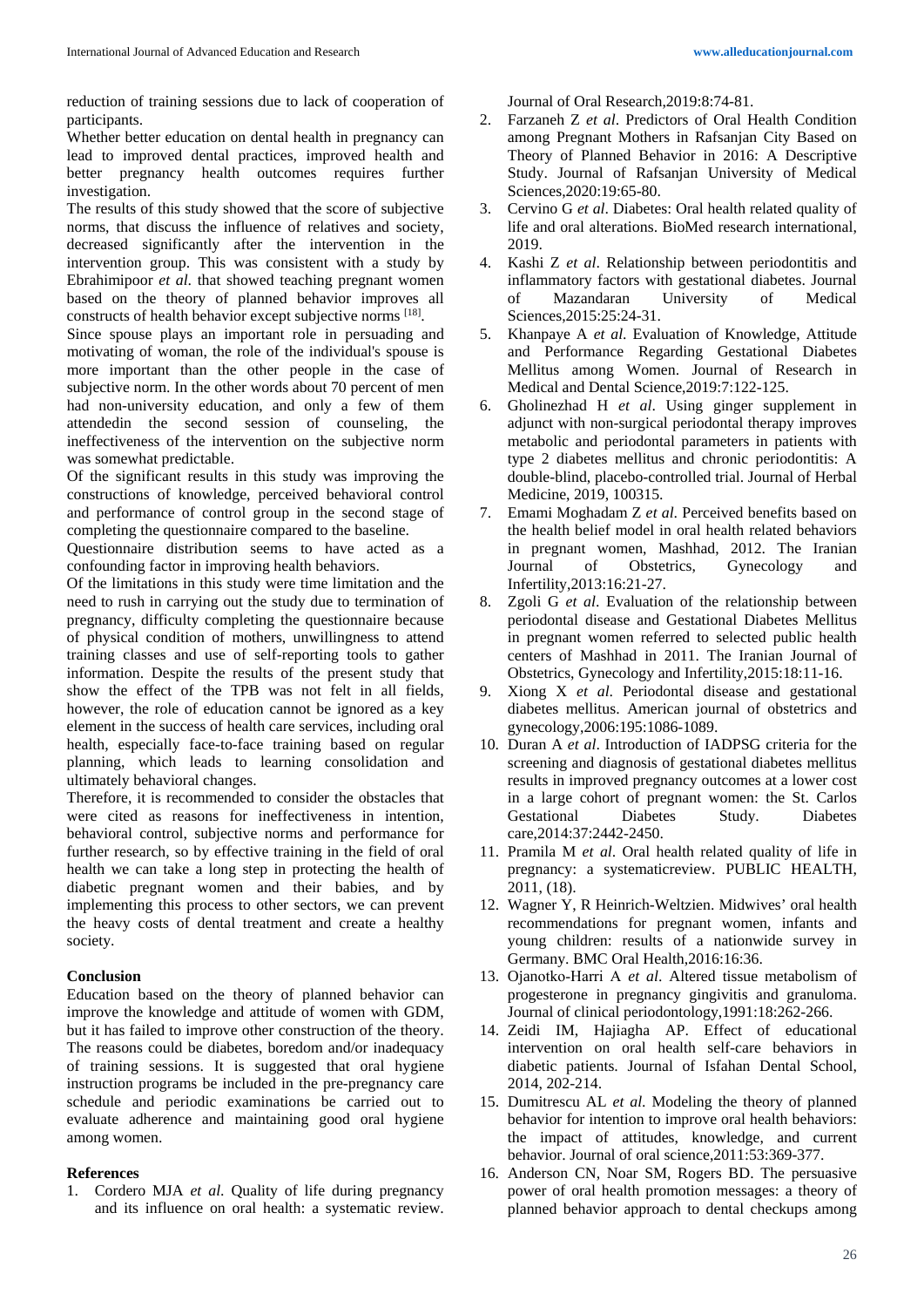reduction of training sessions due to lack of cooperation of participants.

Whether better education on dental health in pregnancy can lead to improved dental practices, improved health and better pregnancy health outcomes requires further investigation.

The results of this study showed that the score of subjective norms, that discuss the influence of relatives and society, decreased significantly after the intervention in the intervention group. This was consistent with a study by Ebrahimipoor *et al*. that showed teaching pregnant women based on the theory of planned behavior improves all constructs of health behavior except subjective norms [18].

Since spouse plays an important role in persuading and motivating of woman, the role of the individual's spouse is more important than the other people in the case of subjective norm. In the other words about 70 percent of men had non-university education, and only a few of them attendedin the second session of counseling, the ineffectiveness of the intervention on the subjective norm was somewhat predictable.

Of the significant results in this study was improving the constructions of knowledge, perceived behavioral control and performance of control group in the second stage of completing the questionnaire compared to the baseline.

Questionnaire distribution seems to have acted as a confounding factor in improving health behaviors.

Of the limitations in this study were time limitation and the need to rush in carrying out the study due to termination of pregnancy, difficulty completing the questionnaire because of physical condition of mothers, unwillingness to attend training classes and use of self-reporting tools to gather information. Despite the results of the present study that show the effect of the TPB was not felt in all fields, however, the role of education cannot be ignored as a key element in the success of health care services, including oral health, especially face-to-face training based on regular planning, which leads to learning consolidation and ultimately behavioral changes.

Therefore, it is recommended to consider the obstacles that were cited as reasons for ineffectiveness in intention, behavioral control, subjective norms and performance for further research, so by effective training in the field of oral health we can take a long step in protecting the health of diabetic pregnant women and their babies, and by implementing this process to other sectors, we can prevent the heavy costs of dental treatment and create a healthy society.

## Conclusion

Education based on the theory of planned behavior can improve the knowledge and attitude of women with GDM, but it has failed to improve other construction of the theory. The reasons could be diabetes, boredom and/or inadequacy of training sessions. It is suggested that oral hygiene instruction programs be included in the pre-pregnancy care schedule and periodic examinations be carried out to evaluate adherence and maintaining good oral hygiene among women.

## References

1. Cordero MJA *et al.* Quality of life during pregnancy and its influence on oral health: a systematic review. Journal of Oral Research,2019:8:74-81.
2. Farzaneh Z *et al*. Predictors of Oral Health Condition among Pregnant Mothers in Rafsanjan City Based on Theory of Planned Behavior in 2016: A Descriptive Study. Journal of Rafsanjan University of Medical Sciences,2020:19:65-80.
3. Cervino G *et al*. Diabetes: Oral health related quality of life and oral alterations. BioMed research international, 2019.
4. Kashi Z *et al*. Relationship between periodontitis and inflammatory factors with gestational diabetes. Journal of Mazandaran University of Medical Sciences,2015:25:24-31.
5. Khanpaye A *et al.* Evaluation of Knowledge, Attitude and Performance Regarding Gestational Diabetes Mellitus among Women. Journal of Research in Medical and Dental Science,2019:7:122-125.
6. Gholinezhad H *et al*. Using ginger supplement in adjunct with non-surgical periodontal therapy improves metabolic and periodontal parameters in patients with type 2 diabetes mellitus and chronic periodontitis: A double-blind, placebo-controlled trial. Journal of Herbal Medicine, 2019, 100315.
7. Emami Moghadam Z *et al.* Perceived benefits based on the health belief model in oral health related behaviors in pregnant women, Mashhad, 2012. The Iranian Journal of Obstetrics, Gynecology and Infertility,2013:16:21-27.
8. Zgoli G *et al*. Evaluation of the relationship between periodontal disease and Gestational Diabetes Mellitus in pregnant women referred to selected public health centers of Mashhad in 2011. The Iranian Journal of Obstetrics, Gynecology and Infertility,2015:18:11-16.
9. Xiong X *et al*. Periodontal disease and gestational diabetes mellitus. American journal of obstetrics and gynecology,2006:195:1086-1089.
10. Duran A *et al*. Introduction of IADPSG criteria for the screening and diagnosis of gestational diabetes mellitus results in improved pregnancy outcomes at a lower cost in a large cohort of pregnant women: the St. Carlos Gestational Diabetes Study. Diabetes care,2014:37:2442-2450.
11. Pramila M *et al*. Oral health related quality of life in pregnancy: a systematicreview. PUBLIC HEALTH, 2011, (18).
12. Wagner Y, R Heinrich-Weltzien. Midwives' oral health recommendations for pregnant women, infants and young children: results of a nationwide survey in Germany. BMC Oral Health,2016:16:36.
13. Ojanotko-Harri A *et al*. Altered tissue metabolism of progesterone in pregnancy gingivitis and granuloma. Journal of clinical periodontology,1991:18:262-266.
14. Zeidi IM, Hajiagha AP. Effect of educational intervention on oral health self-care behaviors in diabetic patients. Journal of Isfahan Dental School, 2014, 202-214.
15. Dumitrescu AL *et al*. Modeling the theory of planned behavior for intention to improve oral health behaviors: the impact of attitudes, knowledge, and current behavior. Journal of oral science,2011:53:369-377.
16. Anderson CN, Noar SM, Rogers BD. The persuasive power of oral health promotion messages: a theory of planned behavior approach to dental checkups among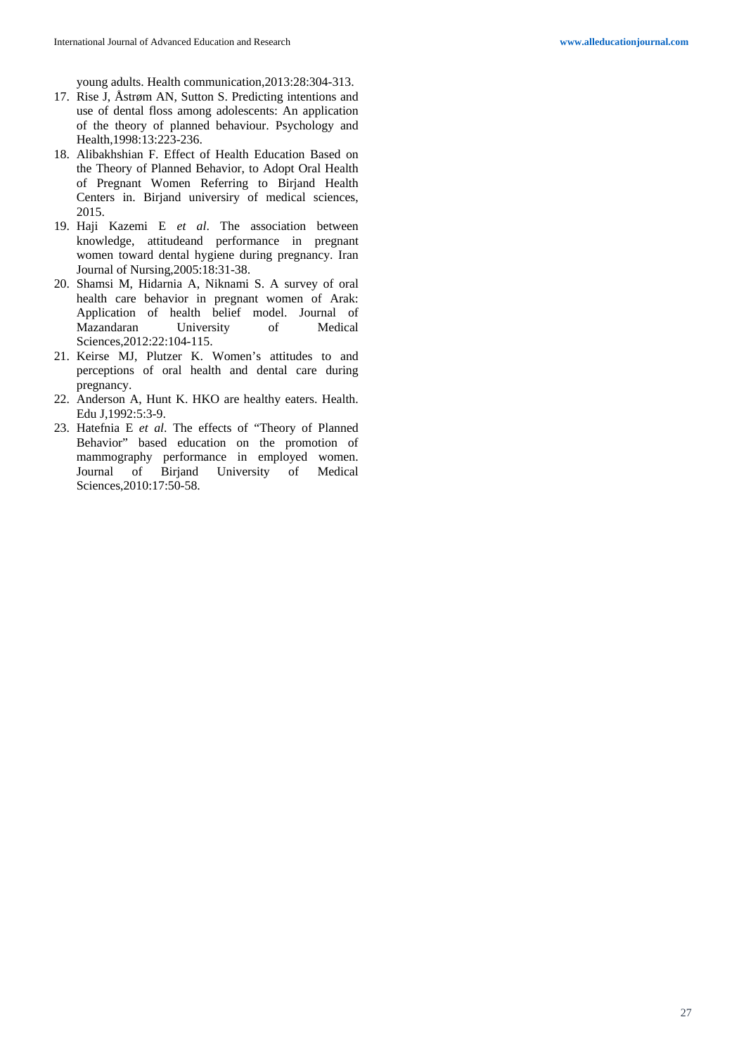young adults. Health communication,2013:28:304-313.

17. Rise J, Åstrøm AN, Sutton S. Predicting intentions and use of dental floss among adolescents: An application of the theory of planned behaviour. Psychology and Health,1998:13:223-236.
18. Alibakhshian F. Effect of Health Education Based on the Theory of Planned Behavior, to Adopt Oral Health of Pregnant Women Referring to Birjand Health Centers in. Birjand universiry of medical sciences, 2015.
19. Haji Kazemi E *et al*. The association between knowledge, attitudeand performance in pregnant women toward dental hygiene during pregnancy. Iran Journal of Nursing,2005:18:31-38.
20. Shamsi M, Hidarnia A, Niknami S. A survey of oral health care behavior in pregnant women of Arak: Application of health belief model. Journal of Mazandaran University of Medical Sciences,2012:22:104-115.
21. Keirse MJ, Plutzer K. Women's attitudes to and perceptions of oral health and dental care during pregnancy.
22. Anderson A, Hunt K. HKO are healthy eaters. Health. Edu J,1992:5:3-9.
23. Hatefnia E *et al*. The effects of "Theory of Planned Behavior" based education on the promotion of mammography performance in employed women. Journal of Birjand University of Medical Sciences,2010:17:50-58.